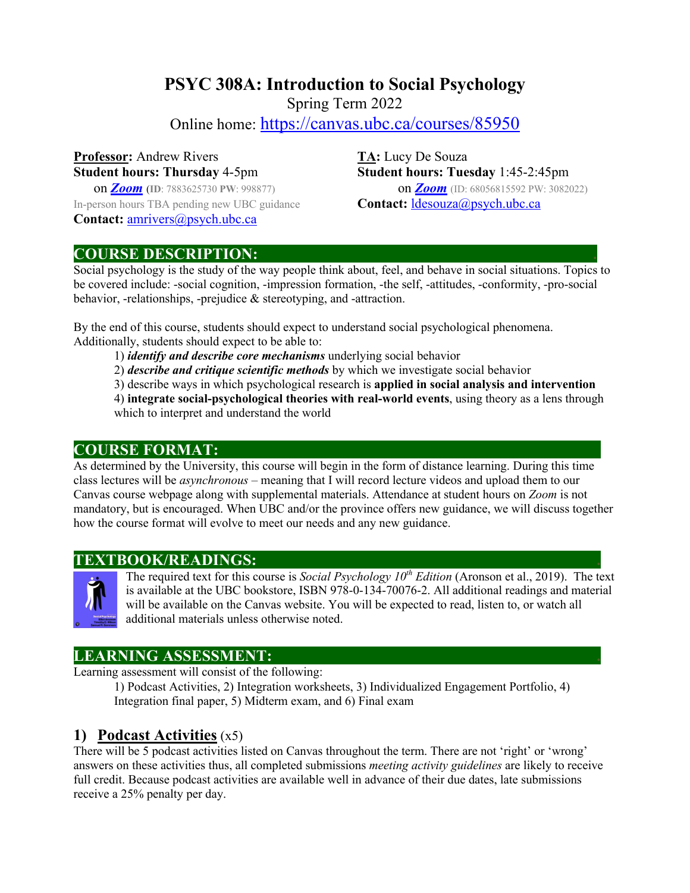# PSYC 308A: Introduction to Social Psychology

Spring Term 2022

Online home: https://canvas.ubc.ca/courses/85950

**Professor:** Andrew Rivers
**Student hours: Thursday** 4-5pm
on ***Zoom*** (**ID**: 7883625730 **PW**: 998877)
In-person hours TBA pending new UBC guidance
**Contact:** amrivers@psych.ubc.ca

**TA:** Lucy De Souza
**Student hours: Tuesday** 1:45-2:45pm
on ***Zoom*** (ID: 68056815592 PW: 3082022)
**Contact:** ldesouza@psych.ubc.ca

## COURSE DESCRIPTION:

Social psychology is the study of the way people think about, feel, and behave in social situations. Topics to be covered include: -social cognition, -impression formation, -the self, -attitudes, -conformity, -pro-social behavior, -relationships, -prejudice & stereotyping, and -attraction.

By the end of this course, students should expect to understand social psychological phenomena. Additionally, students should expect to be able to:

1) ***identify and describe core mechanisms*** underlying social behavior
2) ***describe and critique scientific methods*** by which we investigate social behavior
3) describe ways in which psychological research is **applied in social analysis and intervention**
4) **integrate social-psychological theories with real-world events**, using theory as a lens through which to interpret and understand the world

## COURSE FORMAT:

As determined by the University, this course will begin in the form of distance learning. During this time class lectures will be *asynchronous* – meaning that I will record lecture videos and upload them to our Canvas course webpage along with supplemental materials. Attendance at student hours on *Zoom* is not mandatory, but is encouraged. When UBC and/or the province offers new guidance, we will discuss together how the course format will evolve to meet our needs and any new guidance.

## TEXTBOOK/READINGS:

The required text for this course is *Social Psychology 10th Edition* (Aronson et al., 2019). The text is available at the UBC bookstore, ISBN 978-0-134-70076-2. All additional readings and material will be available on the Canvas website. You will be expected to read, listen to, or watch all additional materials unless otherwise noted.

## LEARNING ASSESSMENT:

Learning assessment will consist of the following:

1) Podcast Activities, 2) Integration worksheets, 3) Individualized Engagement Portfolio, 4) Integration final paper, 5) Midterm exam, and 6) Final exam

### 1) Podcast Activities (x5)

There will be 5 podcast activities listed on Canvas throughout the term. There are not 'right' or 'wrong' answers on these activities thus, all completed submissions *meeting activity guidelines* are likely to receive full credit. Because podcast activities are available well in advance of their due dates, late submissions receive a 25% penalty per day.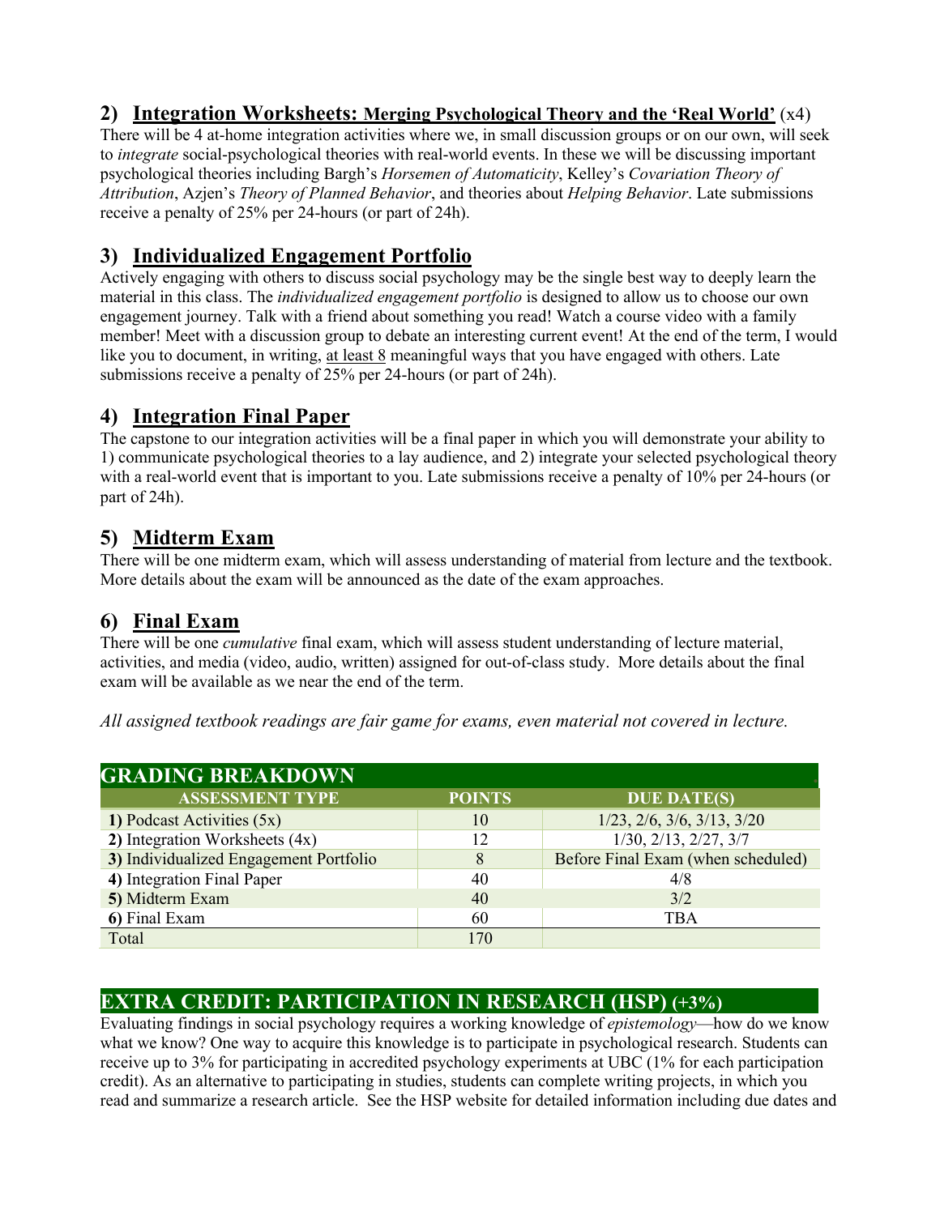## 2) Integration Worksheets: Merging Psychological Theory and the 'Real World' (x4)

There will be 4 at-home integration activities where we, in small discussion groups or on our own, will seek to *integrate* social-psychological theories with real-world events. In these we will be discussing important psychological theories including Bargh's *Horsemen of Automaticity*, Kelley's *Covariation Theory of Attribution*, Azjen's *Theory of Planned Behavior*, and theories about *Helping Behavior*. Late submissions receive a penalty of 25% per 24-hours (or part of 24h).

## 3) Individualized Engagement Portfolio

Actively engaging with others to discuss social psychology may be the single best way to deeply learn the material in this class. The *individualized engagement portfolio* is designed to allow us to choose our own engagement journey. Talk with a friend about something you read! Watch a course video with a family member! Meet with a discussion group to debate an interesting current event! At the end of the term, I would like you to document, in writing, <u>at least 8</u> meaningful ways that you have engaged with others. Late submissions receive a penalty of 25% per 24-hours (or part of 24h).

## 4) Integration Final Paper

The capstone to our integration activities will be a final paper in which you will demonstrate your ability to 1) communicate psychological theories to a lay audience, and 2) integrate your selected psychological theory with a real-world event that is important to you. Late submissions receive a penalty of 10% per 24-hours (or part of 24h).

## 5) Midterm Exam

There will be one midterm exam, which will assess understanding of material from lecture and the textbook. More details about the exam will be announced as the date of the exam approaches.

## 6) Final Exam

There will be one *cumulative* final exam, which will assess student understanding of lecture material, activities, and media (video, audio, written) assigned for out-of-class study. More details about the final exam will be available as we near the end of the term.

*All assigned textbook readings are fair game for exams, even material not covered in lecture.*

## GRADING BREAKDOWN

| ASSESSMENT TYPE | POINTS | DUE DATE(S) |
|---|---|---|
| **1)** Podcast Activities (5x) | 10 | 1/23, 2/6, 3/6, 3/13, 3/20 |
| **2)** Integration Worksheets (4x) | 12 | 1/30, 2/13, 2/27, 3/7 |
| **3)** Individualized Engagement Portfolio | 8 | Before Final Exam (when scheduled) |
| **4)** Integration Final Paper | 40 | 4/8 |
| **5)** Midterm Exam | 40 | 3/2 |
| **6)** Final Exam | 60 | TBA |
| Total | 170 | |

## EXTRA CREDIT: PARTICIPATION IN RESEARCH (HSP) (+3%)

Evaluating findings in social psychology requires a working knowledge of *epistemology*—how do we know what we know? One way to acquire this knowledge is to participate in psychological research. Students can receive up to 3% for participating in accredited psychology experiments at UBC (1% for each participation credit). As an alternative to participating in studies, students can complete writing projects, in which you read and summarize a research article. See the HSP website for detailed information including due dates and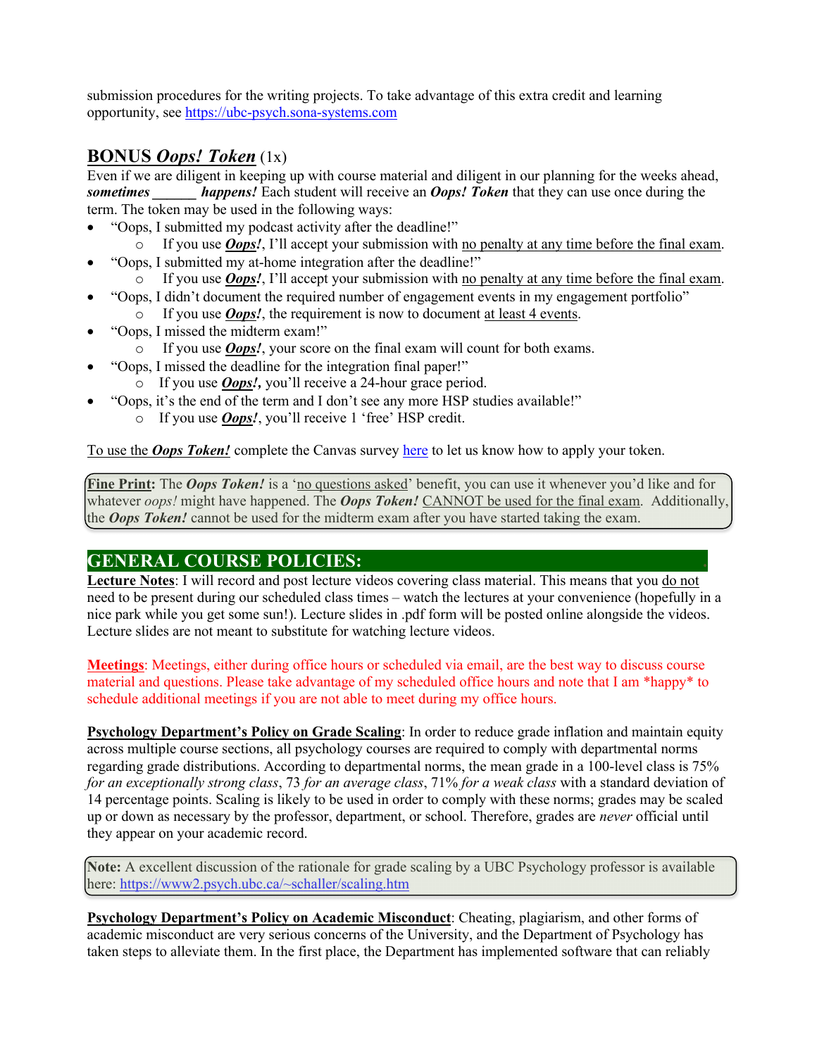submission procedures for the writing projects. To take advantage of this extra credit and learning opportunity, see https://ubc-psych.sona-systems.com

## BONUS *Oops! Token* (1x)

Even if we are diligent in keeping up with course material and diligent in our planning for the weeks ahead, ***sometimes ______ happens!*** Each student will receive an ***Oops! Token*** that they can use once during the term. The token may be used in the following ways:

- "Oops, I submitted my podcast activity after the deadline!"
  - If you use ***Oops!***, I'll accept your submission with no penalty at any time before the final exam.
- "Oops, I submitted my at-home integration after the deadline!"
  - If you use ***Oops!***, I'll accept your submission with no penalty at any time before the final exam.
- "Oops, I didn't document the required number of engagement events in my engagement portfolio"
  - If you use ***Oops!***, the requirement is now to document at least 4 events.
- "Oops, I missed the midterm exam!"
  - If you use ***Oops!***, your score on the final exam will count for both exams.
- "Oops, I missed the deadline for the integration final paper!"
  - If you use ***Oops!,*** you'll receive a 24-hour grace period.
- "Oops, it's the end of the term and I don't see any more HSP studies available!"
  - If you use ***Oops!***, you'll receive 1 'free' HSP credit.

To use the ***Oops Token!*** complete the Canvas survey here to let us know how to apply your token.

> **Fine Print:** The ***Oops Token!*** is a 'no questions asked' benefit, you can use it whenever you'd like and for whatever *oops!* might have happened. The ***Oops Token!*** CANNOT be used for the final exam. Additionally, the ***Oops Token!*** cannot be used for the midterm exam after you have started taking the exam.

## GENERAL COURSE POLICIES:

**Lecture Notes**: I will record and post lecture videos covering class material. This means that you do not need to be present during our scheduled class times – watch the lectures at your convenience (hopefully in a nice park while you get some sun!). Lecture slides in .pdf form will be posted online alongside the videos. Lecture slides are not meant to substitute for watching lecture videos.

**Meetings**: Meetings, either during office hours or scheduled via email, are the best way to discuss course material and questions. Please take advantage of my scheduled office hours and note that I am *happy* to schedule additional meetings if you are not able to meet during my office hours.

**Psychology Department's Policy on Grade Scaling**: In order to reduce grade inflation and maintain equity across multiple course sections, all psychology courses are required to comply with departmental norms regarding grade distributions. According to departmental norms, the mean grade in a 100-level class is 75% *for an exceptionally strong class*, 73 *for an average class*, 71% *for a weak class* with a standard deviation of 14 percentage points. Scaling is likely to be used in order to comply with these norms; grades may be scaled up or down as necessary by the professor, department, or school. Therefore, grades are *never* official until they appear on your academic record.

> **Note:** A excellent discussion of the rationale for grade scaling by a UBC Psychology professor is available here: https://www2.psych.ubc.ca/~schaller/scaling.htm

**Psychology Department's Policy on Academic Misconduct**: Cheating, plagiarism, and other forms of academic misconduct are very serious concerns of the University, and the Department of Psychology has taken steps to alleviate them. In the first place, the Department has implemented software that can reliably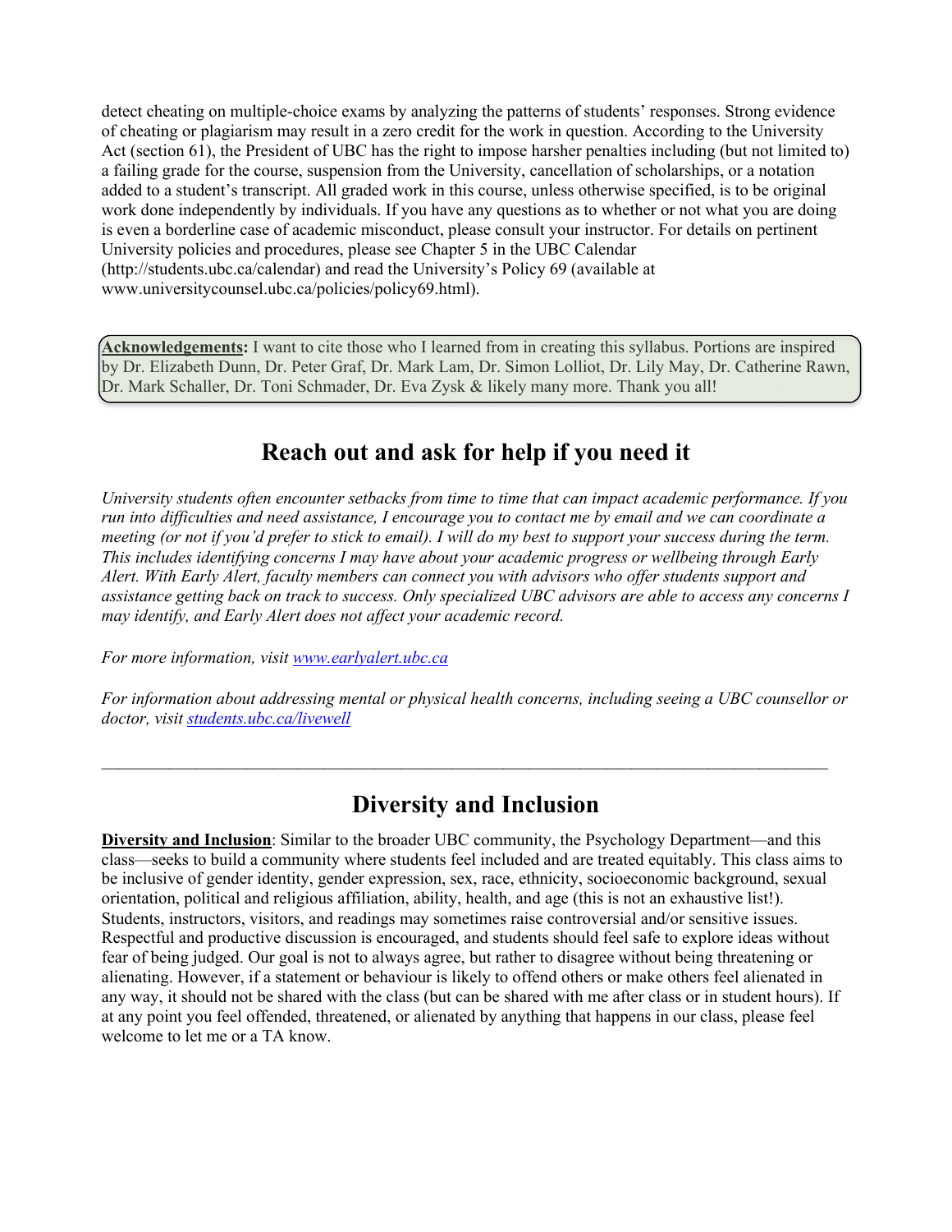detect cheating on multiple-choice exams by analyzing the patterns of students' responses. Strong evidence of cheating or plagiarism may result in a zero credit for the work in question. According to the University Act (section 61), the President of UBC has the right to impose harsher penalties including (but not limited to) a failing grade for the course, suspension from the University, cancellation of scholarships, or a notation added to a student's transcript. All graded work in this course, unless otherwise specified, is to be original work done independently by individuals. If you have any questions as to whether or not what you are doing is even a borderline case of academic misconduct, please consult your instructor. For details on pertinent University policies and procedures, please see Chapter 5 in the UBC Calendar (http://students.ubc.ca/calendar) and read the University's Policy 69 (available at www.universitycounsel.ubc.ca/policies/policy69.html).

**Acknowledgements:** I want to cite those who I learned from in creating this syllabus. Portions are inspired by Dr. Elizabeth Dunn, Dr. Peter Graf, Dr. Mark Lam, Dr. Simon Lolliot, Dr. Lily May, Dr. Catherine Rawn, Dr. Mark Schaller, Dr. Toni Schmader, Dr. Eva Zysk & likely many more. Thank you all!

## Reach out and ask for help if you need it

*University students often encounter setbacks from time to time that can impact academic performance. If you run into difficulties and need assistance, I encourage you to contact me by email and we can coordinate a meeting (or not if you'd prefer to stick to email). I will do my best to support your success during the term. This includes identifying concerns I may have about your academic progress or wellbeing through Early Alert. With Early Alert, faculty members can connect you with advisors who offer students support and assistance getting back on track to success. Only specialized UBC advisors are able to access any concerns I may identify, and Early Alert does not affect your academic record.*

*For more information, visit [www.earlyalert.ubc.ca](www.earlyalert.ubc.ca)*

*For information about addressing mental or physical health concerns, including seeing a UBC counsellor or doctor, visit [students.ubc.ca/livewell](students.ubc.ca/livewell)*

---

## Diversity and Inclusion

**Diversity and Inclusion**: Similar to the broader UBC community, the Psychology Department—and this class—seeks to build a community where students feel included and are treated equitably. This class aims to be inclusive of gender identity, gender expression, sex, race, ethnicity, socioeconomic background, sexual orientation, political and religious affiliation, ability, health, and age (this is not an exhaustive list!). Students, instructors, visitors, and readings may sometimes raise controversial and/or sensitive issues. Respectful and productive discussion is encouraged, and students should feel safe to explore ideas without fear of being judged. Our goal is not to always agree, but rather to disagree without being threatening or alienating. However, if a statement or behaviour is likely to offend others or make others feel alienated in any way, it should not be shared with the class (but can be shared with me after class or in student hours). If at any point you feel offended, threatened, or alienated by anything that happens in our class, please feel welcome to let me or a TA know.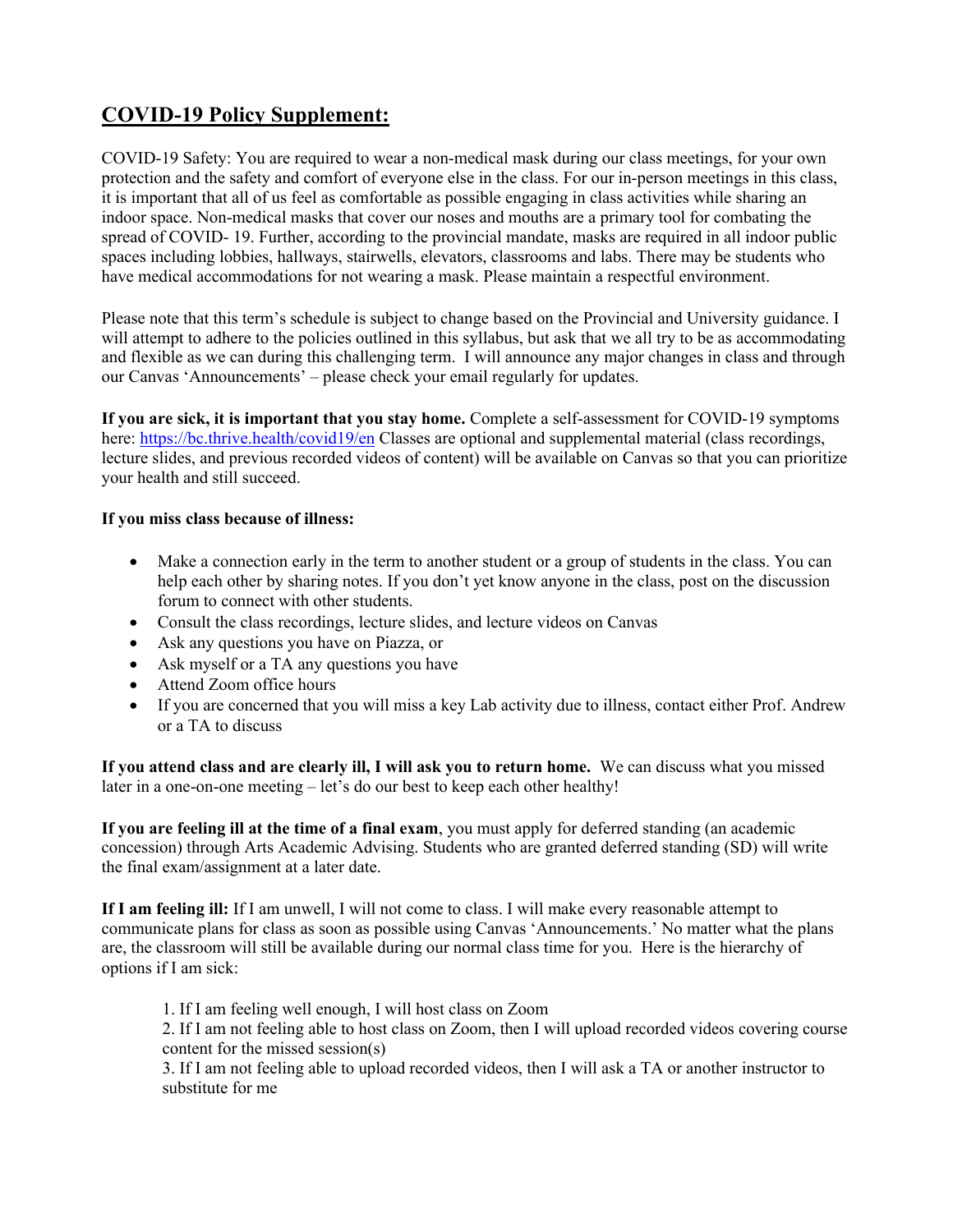## COVID-19 Policy Supplement:

COVID-19 Safety: You are required to wear a non-medical mask during our class meetings, for your own protection and the safety and comfort of everyone else in the class. For our in-person meetings in this class, it is important that all of us feel as comfortable as possible engaging in class activities while sharing an indoor space. Non-medical masks that cover our noses and mouths are a primary tool for combating the spread of COVID- 19. Further, according to the provincial mandate, masks are required in all indoor public spaces including lobbies, hallways, stairwells, elevators, classrooms and labs. There may be students who have medical accommodations for not wearing a mask. Please maintain a respectful environment.

Please note that this term's schedule is subject to change based on the Provincial and University guidance. I will attempt to adhere to the policies outlined in this syllabus, but ask that we all try to be as accommodating and flexible as we can during this challenging term. I will announce any major changes in class and through our Canvas 'Announcements' – please check your email regularly for updates.

**If you are sick, it is important that you stay home.** Complete a self-assessment for COVID-19 symptoms here: https://bc.thrive.health/covid19/en Classes are optional and supplemental material (class recordings, lecture slides, and previous recorded videos of content) will be available on Canvas so that you can prioritize your health and still succeed.

**If you miss class because of illness:**

- Make a connection early in the term to another student or a group of students in the class. You can help each other by sharing notes. If you don't yet know anyone in the class, post on the discussion forum to connect with other students.
- Consult the class recordings, lecture slides, and lecture videos on Canvas
- Ask any questions you have on Piazza, or
- Ask myself or a TA any questions you have
- Attend Zoom office hours
- If you are concerned that you will miss a key Lab activity due to illness, contact either Prof. Andrew or a TA to discuss

**If you attend class and are clearly ill, I will ask you to return home.** We can discuss what you missed later in a one-on-one meeting – let's do our best to keep each other healthy!

**If you are feeling ill at the time of a final exam**, you must apply for deferred standing (an academic concession) through Arts Academic Advising. Students who are granted deferred standing (SD) will write the final exam/assignment at a later date.

**If I am feeling ill:** If I am unwell, I will not come to class. I will make every reasonable attempt to communicate plans for class as soon as possible using Canvas 'Announcements.' No matter what the plans are, the classroom will still be available during our normal class time for you. Here is the hierarchy of options if I am sick:

1. If I am feeling well enough, I will host class on Zoom
2. If I am not feeling able to host class on Zoom, then I will upload recorded videos covering course content for the missed session(s)
3. If I am not feeling able to upload recorded videos, then I will ask a TA or another instructor to substitute for me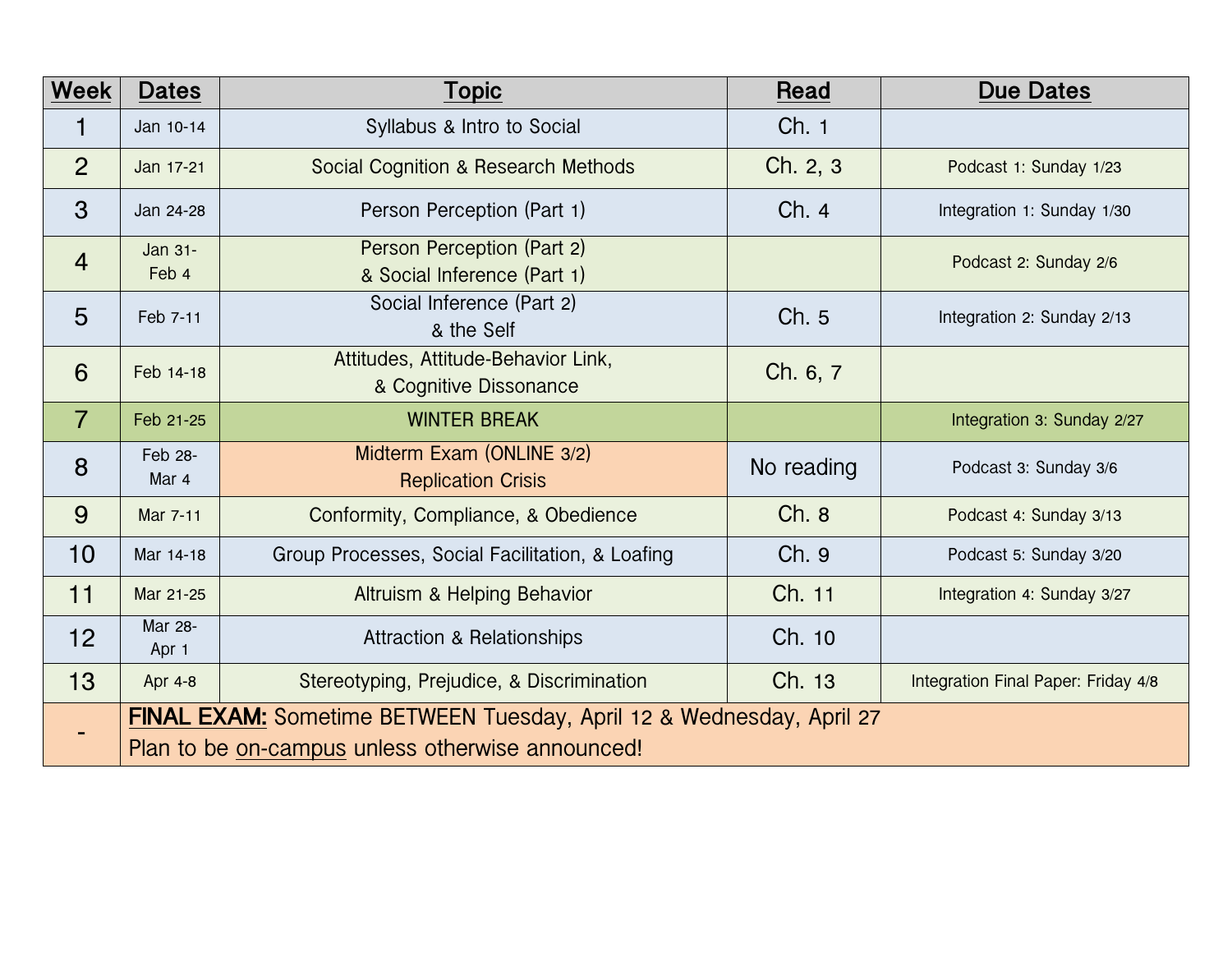| **Week** | **Dates** | **Topic** | **Read** | **Due Dates** |
|---|---|---|---|---|
| 1 | Jan 10-14 | Syllabus & Intro to Social | Ch. 1 | |
| 2 | Jan 17-21 | Social Cognition & Research Methods | Ch. 2, 3 | Podcast 1: Sunday 1/23 |
| 3 | Jan 24-28 | Person Perception (Part 1) | Ch. 4 | Integration 1: Sunday 1/30 |
| 4 | Jan 31-Feb 4 | Person Perception (Part 2) & Social Inference (Part 1) | | Podcast 2: Sunday 2/6 |
| 5 | Feb 7-11 | Social Inference (Part 2) & the Self | Ch. 5 | Integration 2: Sunday 2/13 |
| 6 | Feb 14-18 | Attitudes, Attitude-Behavior Link, & Cognitive Dissonance | Ch. 6, 7 | |
| 7 | Feb 21-25 | WINTER BREAK | | Integration 3: Sunday 2/27 |
| 8 | Feb 28-Mar 4 | Midterm Exam (ONLINE 3/2) Replication Crisis | No reading | Podcast 3: Sunday 3/6 |
| 9 | Mar 7-11 | Conformity, Compliance, & Obedience | Ch. 8 | Podcast 4: Sunday 3/13 |
| 10 | Mar 14-18 | Group Processes, Social Facilitation, & Loafing | Ch. 9 | Podcast 5: Sunday 3/20 |
| 11 | Mar 21-25 | Altruism & Helping Behavior | Ch. 11 | Integration 4: Sunday 3/27 |
| 12 | Mar 28-Apr 1 | Attraction & Relationships | Ch. 10 | |
| 13 | Apr 4-8 | Stereotyping, Prejudice, & Discrimination | Ch. 13 | Integration Final Paper: Friday 4/8 |
| - | **FINAL EXAM:** Sometime BETWEEN Tuesday, April 12 & Wednesday, April 27 Plan to be on-campus unless otherwise announced! | | | |